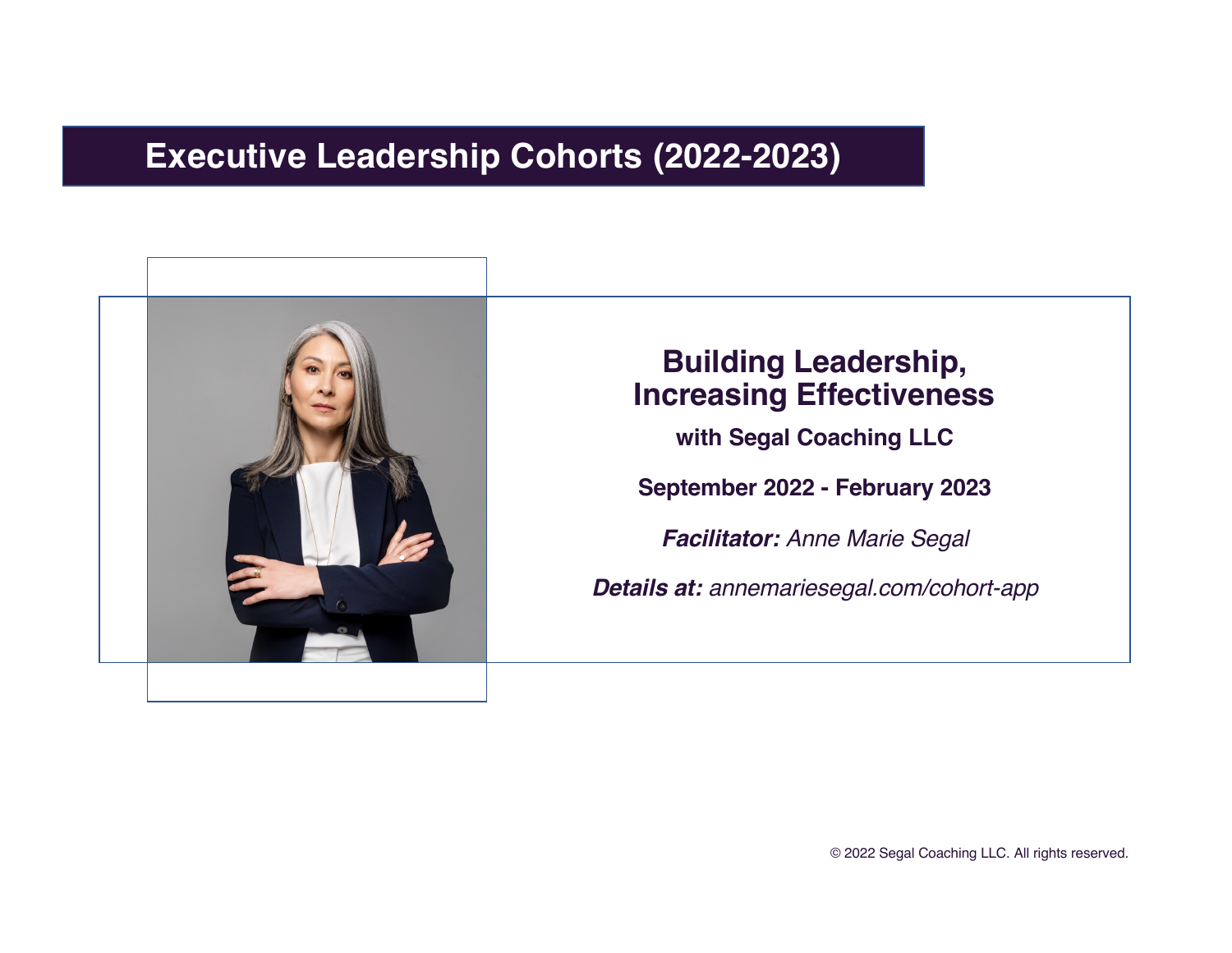# Executive Leadership Cohorts (2022-2023)

## Building Leadership, Increasing Effectiveness

**with Segal Coaching LLC**

**September 2022 - February 2023**

***Facilitator:*** *Anne Marie Segal*

***Details at:*** *annemariesegal.com/cohort-app*

© 2022 Segal Coaching LLC. All rights reserved.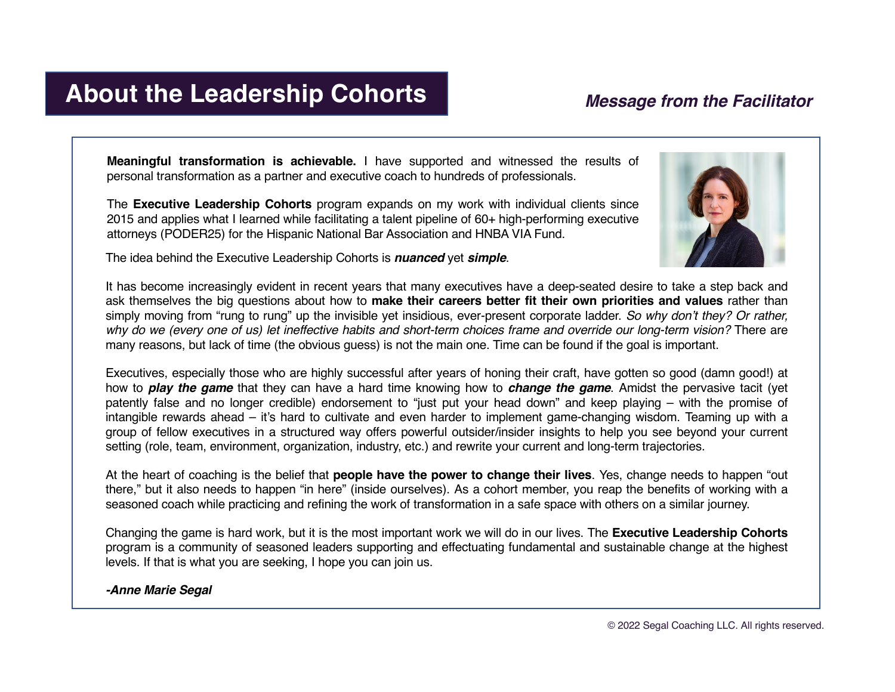# About the Leadership Cohorts

## *Message from the Facilitator*

**Meaningful transformation is achievable.** I have supported and witnessed the results of personal transformation as a partner and executive coach to hundreds of professionals.

The **Executive Leadership Cohorts** program expands on my work with individual clients since 2015 and applies what I learned while facilitating a talent pipeline of 60+ high-performing executive attorneys (PODER25) for the Hispanic National Bar Association and HNBA VIA Fund.

The idea behind the Executive Leadership Cohorts is ***nuanced*** yet ***simple***.

It has become increasingly evident in recent years that many executives have a deep-seated desire to take a step back and ask themselves the big questions about how to **make their careers better fit their own priorities and values** rather than simply moving from "rung to rung" up the invisible yet insidious, ever-present corporate ladder. *So why don't they? Or rather, why do we (every one of us) let ineffective habits and short-term choices frame and override our long-term vision?* There are many reasons, but lack of time (the obvious guess) is not the main one. Time can be found if the goal is important.

Executives, especially those who are highly successful after years of honing their craft, have gotten so good (damn good!) at how to ***play the game*** that they can have a hard time knowing how to ***change the game***. Amidst the pervasive tacit (yet patently false and no longer credible) endorsement to "just put your head down" and keep playing – with the promise of intangible rewards ahead – it's hard to cultivate and even harder to implement game-changing wisdom. Teaming up with a group of fellow executives in a structured way offers powerful outsider/insider insights to help you see beyond your current setting (role, team, environment, organization, industry, etc.) and rewrite your current and long-term trajectories.

At the heart of coaching is the belief that **people have the power to change their lives**. Yes, change needs to happen "out there," but it also needs to happen "in here" (inside ourselves). As a cohort member, you reap the benefits of working with a seasoned coach while practicing and refining the work of transformation in a safe space with others on a similar journey.

Changing the game is hard work, but it is the most important work we will do in our lives. The **Executive Leadership Cohorts** program is a community of seasoned leaders supporting and effectuating fundamental and sustainable change at the highest levels. If that is what you are seeking, I hope you can join us.

***-Anne Marie Segal***

© 2022 Segal Coaching LLC. All rights reserved.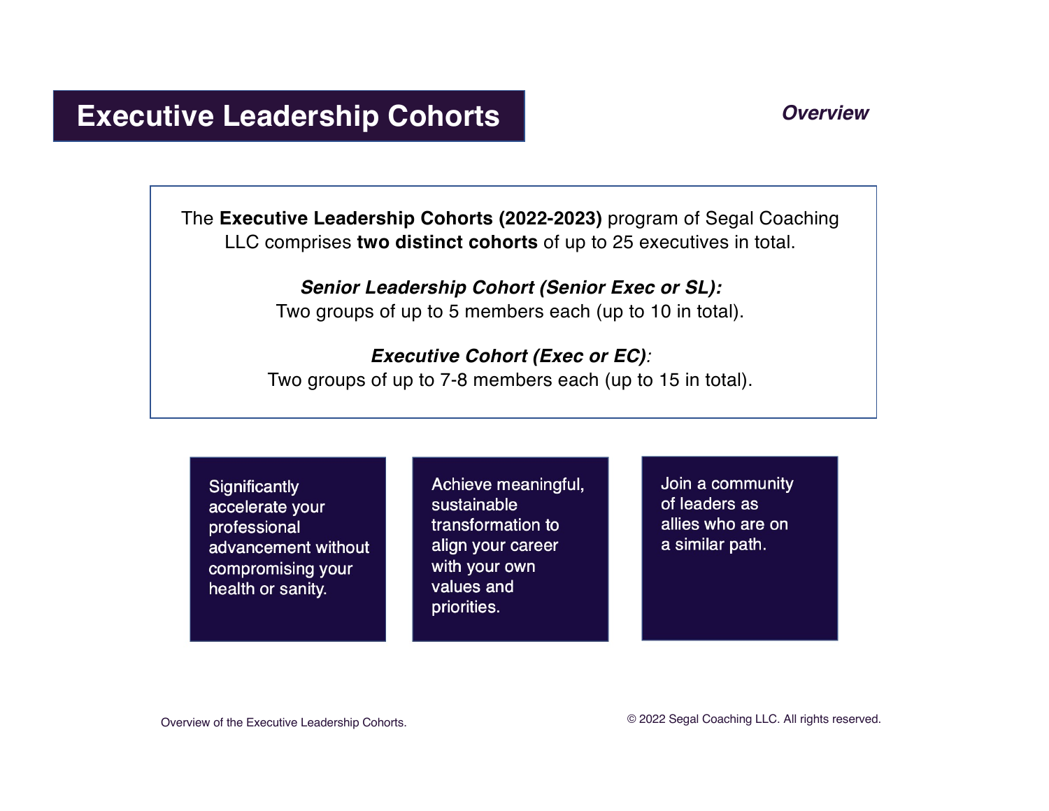# Executive Leadership Cohorts

*Overview*

The **Executive Leadership Cohorts (2022-2023)** program of Segal Coaching LLC comprises **two distinct cohorts** of up to 25 executives in total.

***Senior Leadership Cohort (Senior Exec or SL):***
Two groups of up to 5 members each (up to 10 in total).

***Executive Cohort (Exec or EC)****:*
Two groups of up to 7-8 members each (up to 15 in total).

Significantly accelerate your professional advancement without compromising your health or sanity.

Achieve meaningful, sustainable transformation to align your career with your own values and priorities.

Join a community of leaders as allies who are on a similar path.

Overview of the Executive Leadership Cohorts.

© 2022 Segal Coaching LLC. All rights reserved.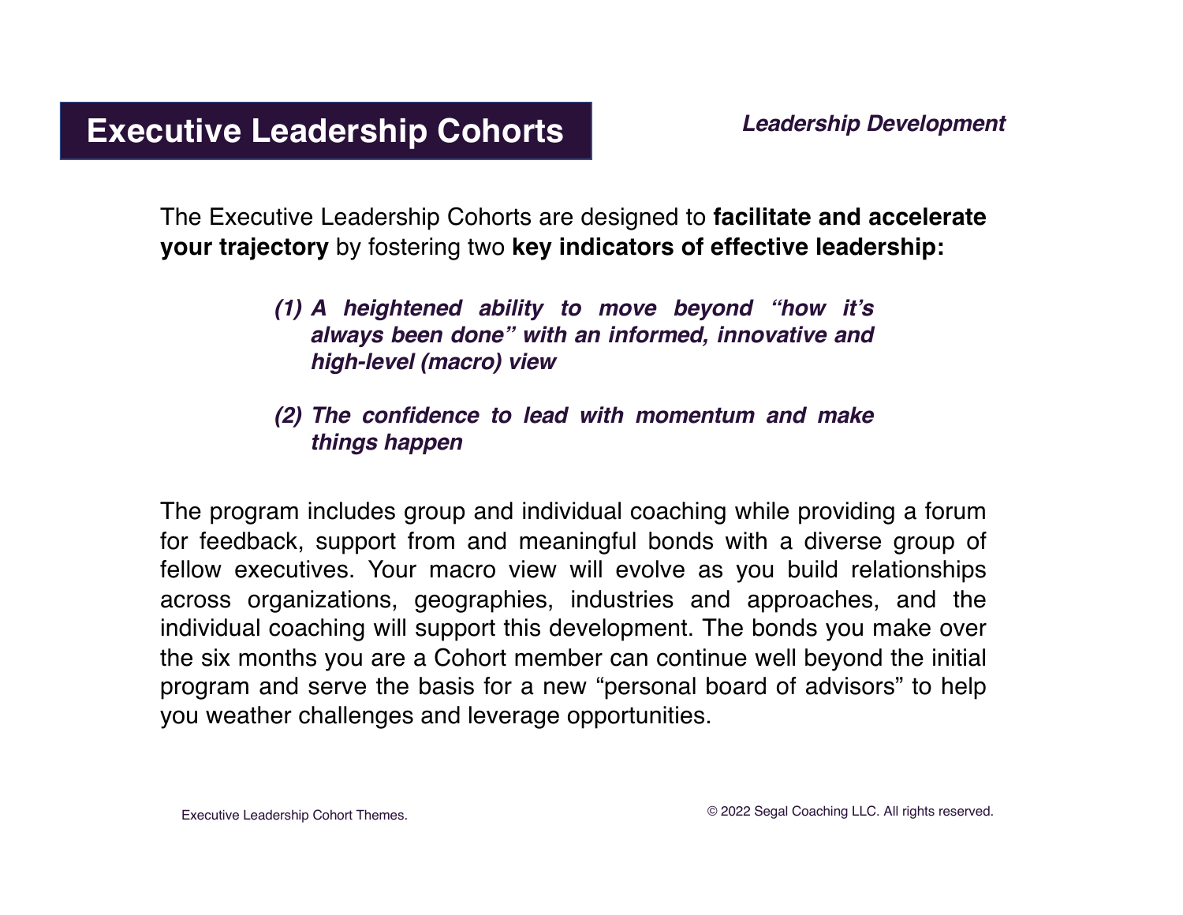# Executive Leadership Cohorts

***Leadership Development***

The Executive Leadership Cohorts are designed to **facilitate and accelerate your trajectory** by fostering two **key indicators of effective leadership:**

> ***(1) A heightened ability to move beyond "how it's always been done" with an informed, innovative and high-level (macro) view***
>
> ***(2) The confidence to lead with momentum and make things happen***

The program includes group and individual coaching while providing a forum for feedback, support from and meaningful bonds with a diverse group of fellow executives. Your macro view will evolve as you build relationships across organizations, geographies, industries and approaches, and the individual coaching will support this development. The bonds you make over the six months you are a Cohort member can continue well beyond the initial program and serve the basis for a new "personal board of advisors" to help you weather challenges and leverage opportunities.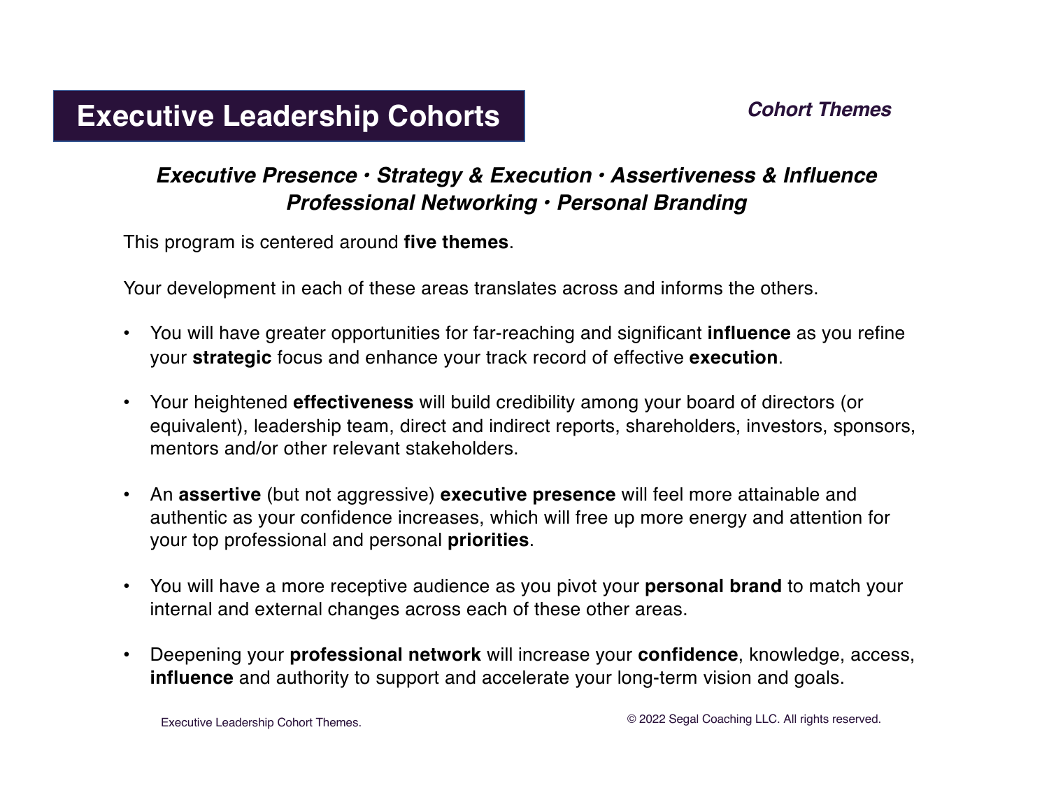# Executive Leadership Cohorts

***Cohort Themes***

***Executive Presence • Strategy & Execution • Assertiveness & Influence***
***Professional Networking • Personal Branding***

This program is centered around **five themes**.

Your development in each of these areas translates across and informs the others.

- You will have greater opportunities for far-reaching and significant **influence** as you refine your **strategic** focus and enhance your track record of effective **execution**.
- Your heightened **effectiveness** will build credibility among your board of directors (or equivalent), leadership team, direct and indirect reports, shareholders, investors, sponsors, mentors and/or other relevant stakeholders.
- An **assertive** (but not aggressive) **executive presence** will feel more attainable and authentic as your confidence increases, which will free up more energy and attention for your top professional and personal **priorities**.
- You will have a more receptive audience as you pivot your **personal brand** to match your internal and external changes across each of these other areas.
- Deepening your **professional network** will increase your **confidence**, knowledge, access, **influence** and authority to support and accelerate your long-term vision and goals.

Executive Leadership Cohort Themes.

© 2022 Segal Coaching LLC. All rights reserved.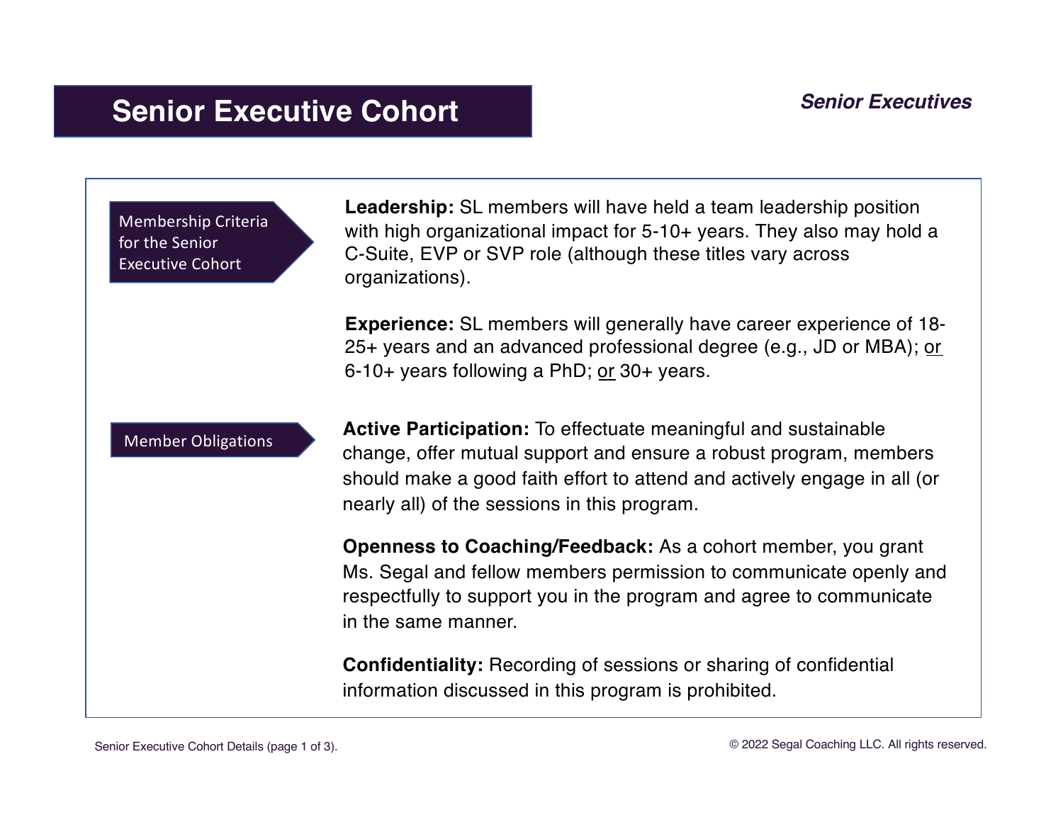# Senior Executive Cohort

***Senior Executives***

## Membership Criteria for the Senior Executive Cohort

**Leadership:** SL members will have held a team leadership position with high organizational impact for 5-10+ years. They also may hold a C-Suite, EVP or SVP role (although these titles vary across organizations).

**Experience:** SL members will generally have career experience of 18-25+ years and an advanced professional degree (e.g., JD or MBA); <u>or</u> 6-10+ years following a PhD; <u>or</u> 30+ years.

## Member Obligations

**Active Participation:** To effectuate meaningful and sustainable change, offer mutual support and ensure a robust program, members should make a good faith effort to attend and actively engage in all (or nearly all) of the sessions in this program.

**Openness to Coaching/Feedback:** As a cohort member, you grant Ms. Segal and fellow members permission to communicate openly and respectfully to support you in the program and agree to communicate in the same manner.

**Confidentiality:** Recording of sessions or sharing of confidential information discussed in this program is prohibited.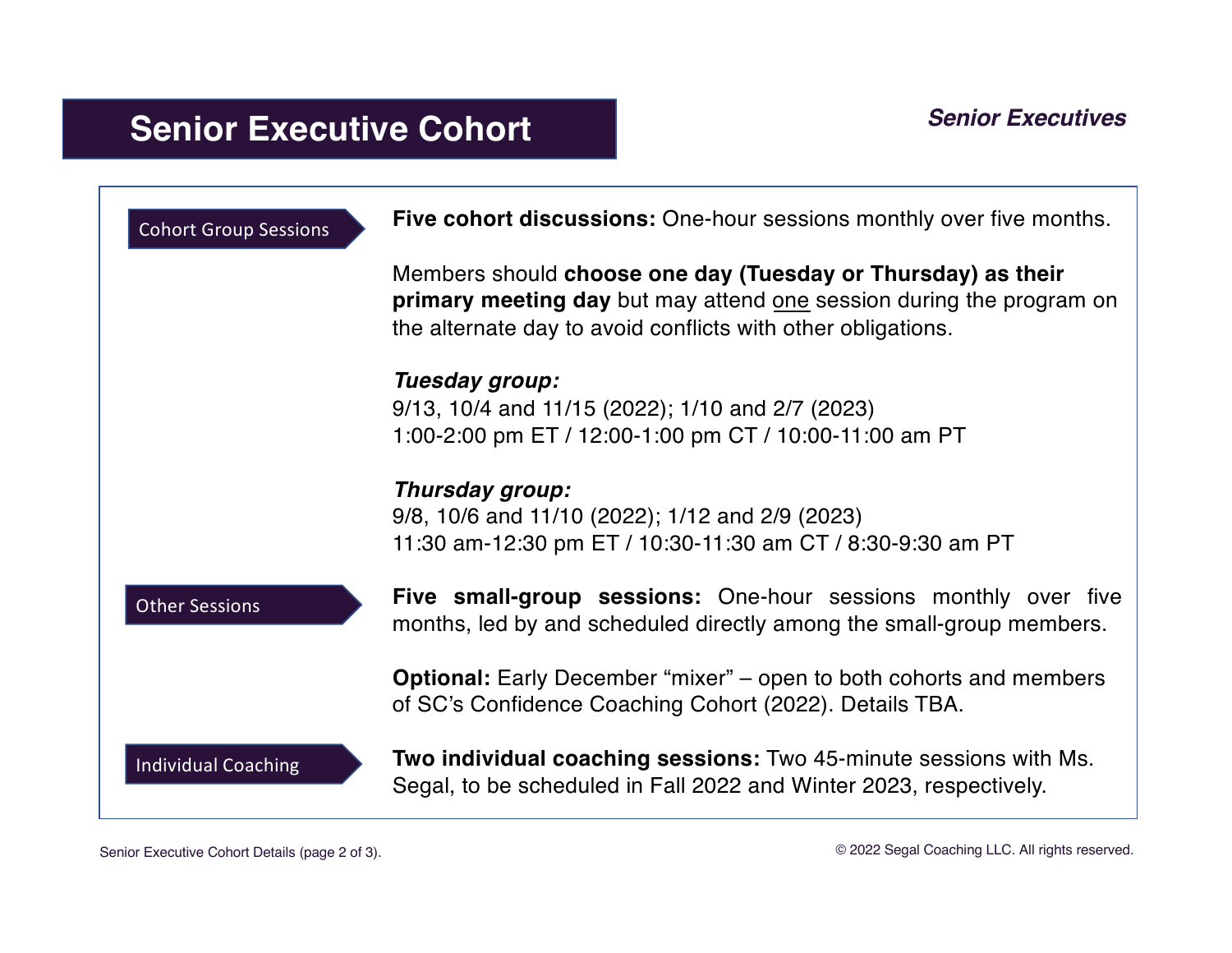# Senior Executive Cohort

***Senior Executives***

### Cohort Group Sessions

**Five cohort discussions:** One-hour sessions monthly over five months.

Members should **choose one day (Tuesday or Thursday) as their primary meeting day** but may attend one session during the program on the alternate day to avoid conflicts with other obligations.

***Tuesday group:***
9/13, 10/4 and 11/15 (2022); 1/10 and 2/7 (2023)
1:00-2:00 pm ET / 12:00-1:00 pm CT / 10:00-11:00 am PT

***Thursday group:***
9/8, 10/6 and 11/10 (2022); 1/12 and 2/9 (2023)
11:30 am-12:30 pm ET / 10:30-11:30 am CT / 8:30-9:30 am PT

### Other Sessions

**Five small-group sessions:** One-hour sessions monthly over five months, led by and scheduled directly among the small-group members.

**Optional:** Early December "mixer" – open to both cohorts and members of SC's Confidence Coaching Cohort (2022). Details TBA.

### Individual Coaching

**Two individual coaching sessions:** Two 45-minute sessions with Ms. Segal, to be scheduled in Fall 2022 and Winter 2023, respectively.

Senior Executive Cohort Details (page 2 of 3).

© 2022 Segal Coaching LLC. All rights reserved.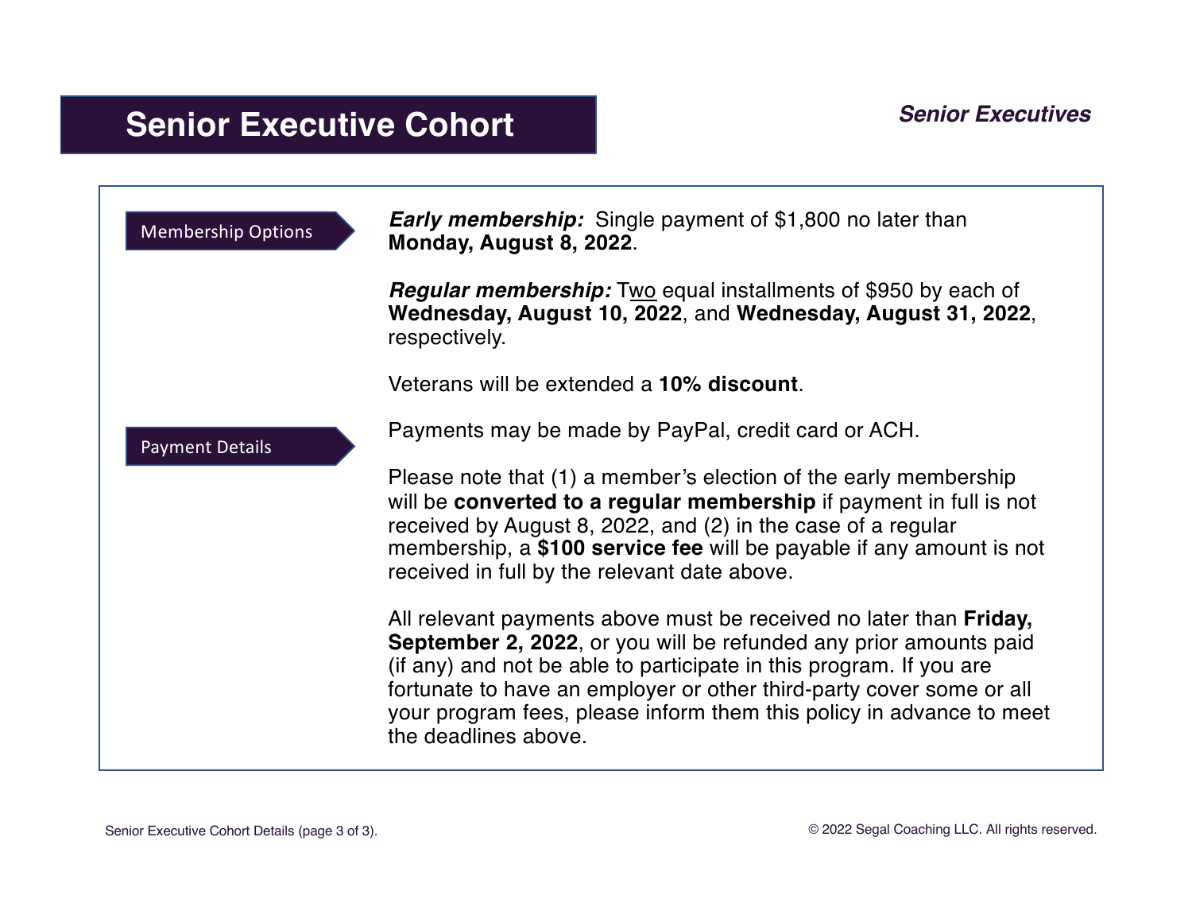# Senior Executive Cohort

*Senior Executives*

**Membership Options**

***Early membership:*** Single payment of $1,800 no later than **Monday, August 8, 2022**.

***Regular membership:*** Two equal installments of $950 by each of **Wednesday, August 10, 2022**, and **Wednesday, August 31, 2022**, respectively.

Veterans will be extended a **10% discount**.

**Payment Details**

Payments may be made by PayPal, credit card or ACH.

Please note that (1) a member's election of the early membership will be **converted to a regular membership** if payment in full is not received by August 8, 2022, and (2) in the case of a regular membership, a **$100 service fee** will be payable if any amount is not received in full by the relevant date above.

All relevant payments above must be received no later than **Friday, September 2, 2022**, or you will be refunded any prior amounts paid (if any) and not be able to participate in this program. If you are fortunate to have an employer or other third-party cover some or all your program fees, please inform them this policy in advance to meet the deadlines above.

Senior Executive Cohort Details (page 3 of 3).

© 2022 Segal Coaching LLC. All rights reserved.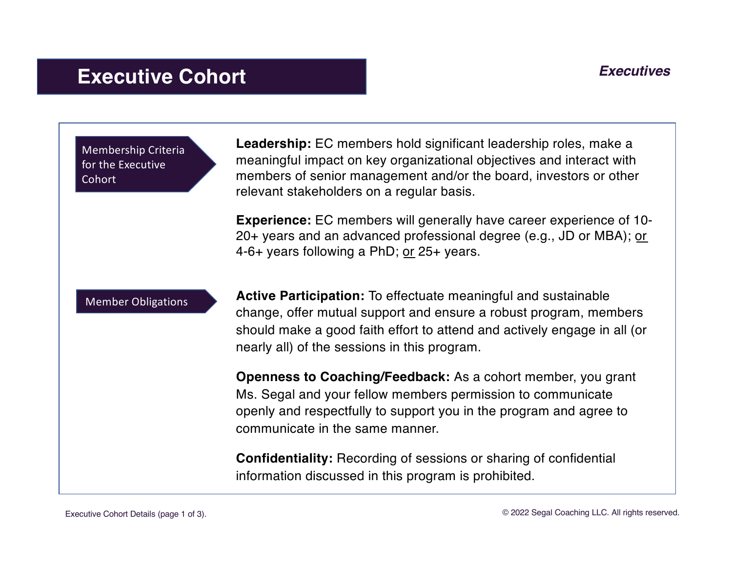# Executive Cohort

***Executives***

## Membership Criteria for the Executive Cohort

**Leadership:** EC members hold significant leadership roles, make a meaningful impact on key organizational objectives and interact with members of senior management and/or the board, investors or other relevant stakeholders on a regular basis.

**Experience:** EC members will generally have career experience of 10-20+ years and an advanced professional degree (e.g., JD or MBA); or 4-6+ years following a PhD; or 25+ years.

## Member Obligations

**Active Participation:** To effectuate meaningful and sustainable change, offer mutual support and ensure a robust program, members should make a good faith effort to attend and actively engage in all (or nearly all) of the sessions in this program.

**Openness to Coaching/Feedback:** As a cohort member, you grant Ms. Segal and your fellow members permission to communicate openly and respectfully to support you in the program and agree to communicate in the same manner.

**Confidentiality:** Recording of sessions or sharing of confidential information discussed in this program is prohibited.

© 2022 Segal Coaching LLC. All rights reserved.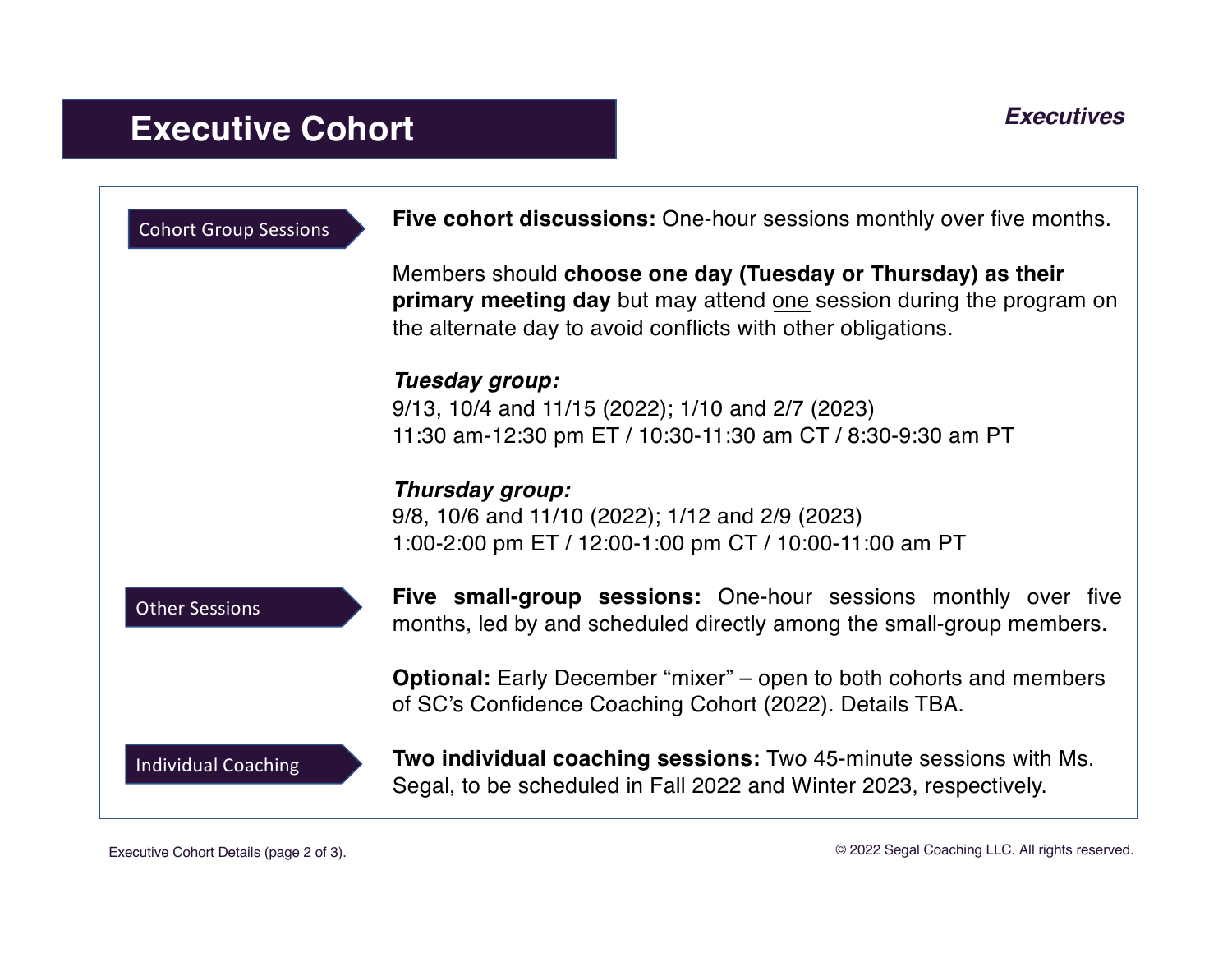# Executive Cohort

***Executives***

### Cohort Group Sessions

**Five cohort discussions:** One-hour sessions monthly over five months.

Members should **choose one day (Tuesday or Thursday) as their primary meeting day** but may attend one session during the program on the alternate day to avoid conflicts with other obligations.

***Tuesday group:***
9/13, 10/4 and 11/15 (2022); 1/10 and 2/7 (2023)
11:30 am-12:30 pm ET / 10:30-11:30 am CT / 8:30-9:30 am PT

***Thursday group:***
9/8, 10/6 and 11/10 (2022); 1/12 and 2/9 (2023)
1:00-2:00 pm ET / 12:00-1:00 pm CT / 10:00-11:00 am PT

### Other Sessions

**Five small-group sessions:** One-hour sessions monthly over five months, led by and scheduled directly among the small-group members.

**Optional:** Early December "mixer" – open to both cohorts and members of SC's Confidence Coaching Cohort (2022). Details TBA.

### Individual Coaching

**Two individual coaching sessions:** Two 45-minute sessions with Ms. Segal, to be scheduled in Fall 2022 and Winter 2023, respectively.

Executive Cohort Details (page 2 of 3).

© 2022 Segal Coaching LLC. All rights reserved.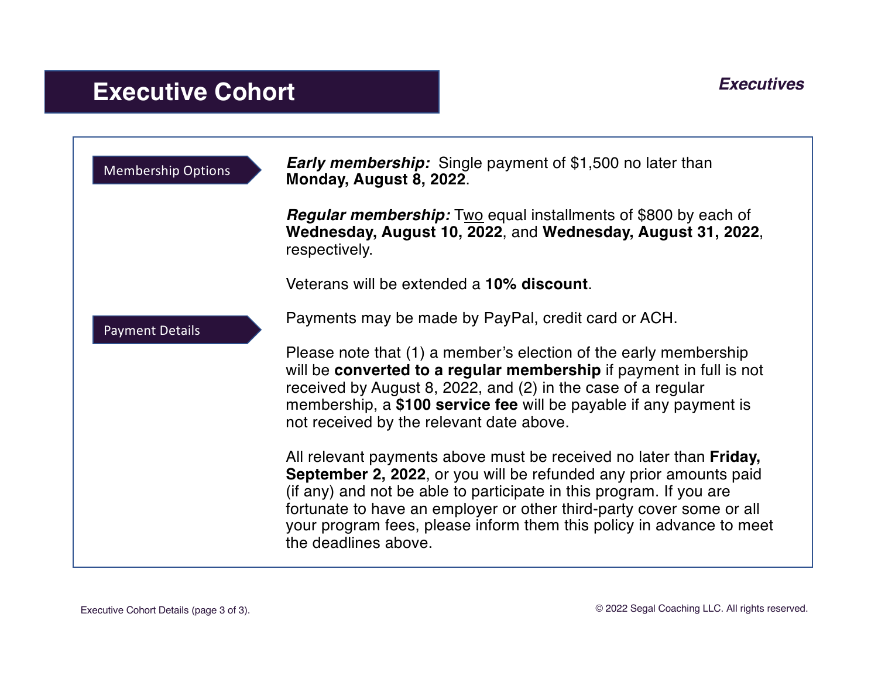# Executive Cohort

***Executives***

**Membership Options**

***Early membership:*** Single payment of $1,500 no later than **Monday, August 8, 2022**.

***Regular membership:*** Two equal installments of $800 by each of **Wednesday, August 10, 2022**, and **Wednesday, August 31, 2022**, respectively.

Veterans will be extended a **10% discount**.

**Payment Details**

Payments may be made by PayPal, credit card or ACH.

Please note that (1) a member's election of the early membership will be **converted to a regular membership** if payment in full is not received by August 8, 2022, and (2) in the case of a regular membership, a **$100 service fee** will be payable if any payment is not received by the relevant date above.

All relevant payments above must be received no later than **Friday, September 2, 2022**, or you will be refunded any prior amounts paid (if any) and not be able to participate in this program. If you are fortunate to have an employer or other third-party cover some or all your program fees, please inform them this policy in advance to meet the deadlines above.

Executive Cohort Details (page 3 of 3).

© 2022 Segal Coaching LLC. All rights reserved.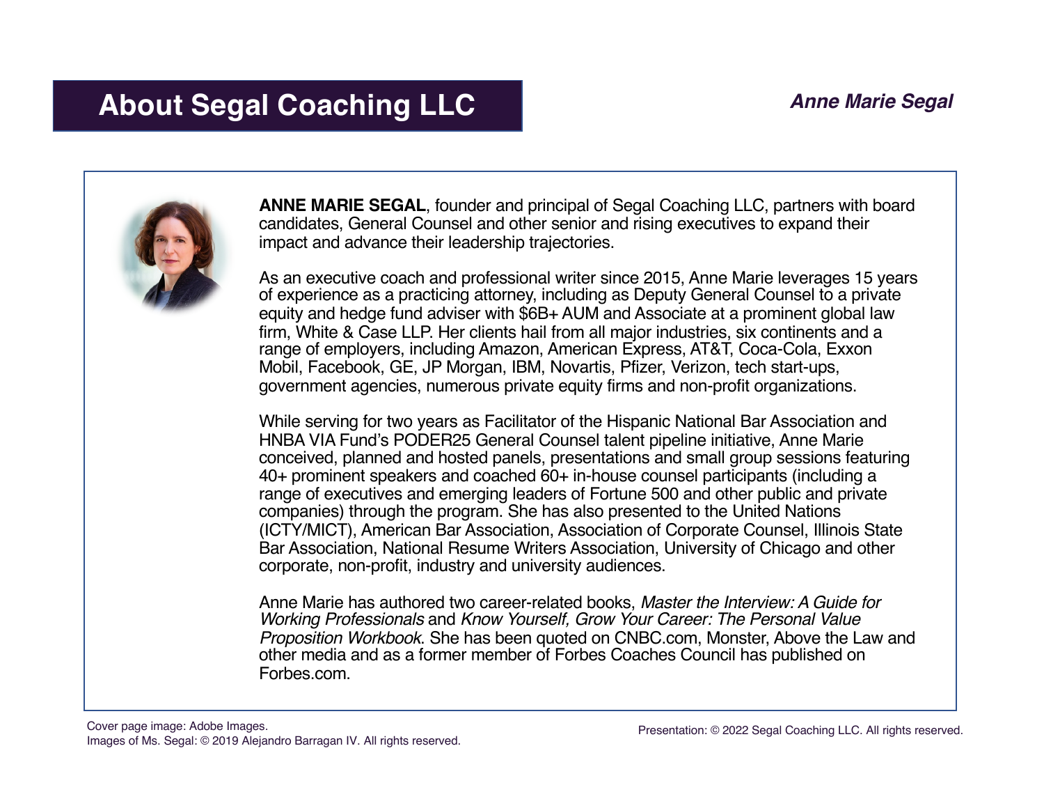# About Segal Coaching LLC

*Anne Marie Segal*

**ANNE MARIE SEGAL**, founder and principal of Segal Coaching LLC, partners with board candidates, General Counsel and other senior and rising executives to expand their impact and advance their leadership trajectories.

As an executive coach and professional writer since 2015, Anne Marie leverages 15 years of experience as a practicing attorney, including as Deputy General Counsel to a private equity and hedge fund adviser with $6B+ AUM and Associate at a prominent global law firm, White & Case LLP. Her clients hail from all major industries, six continents and a range of employers, including Amazon, American Express, AT&T, Coca-Cola, Exxon Mobil, Facebook, GE, JP Morgan, IBM, Novartis, Pfizer, Verizon, tech start-ups, government agencies, numerous private equity firms and non-profit organizations.

While serving for two years as Facilitator of the Hispanic National Bar Association and HNBA VIA Fund's PODER25 General Counsel talent pipeline initiative, Anne Marie conceived, planned and hosted panels, presentations and small group sessions featuring 40+ prominent speakers and coached 60+ in-house counsel participants (including a range of executives and emerging leaders of Fortune 500 and other public and private companies) through the program. She has also presented to the United Nations (ICTY/MICT), American Bar Association, Association of Corporate Counsel, Illinois State Bar Association, National Resume Writers Association, University of Chicago and other corporate, non-profit, industry and university audiences.

Anne Marie has authored two career-related books, *Master the Interview: A Guide for Working Professionals* and *Know Yourself, Grow Your Career: The Personal Value Proposition Workbook*. She has been quoted on CNBC.com, Monster, Above the Law and other media and as a former member of Forbes Coaches Council has published on Forbes.com.

Cover page image: Adobe Images.
Images of Ms. Segal: © 2019 Alejandro Barragan IV. All rights reserved.

Presentation: © 2022 Segal Coaching LLC. All rights reserved.